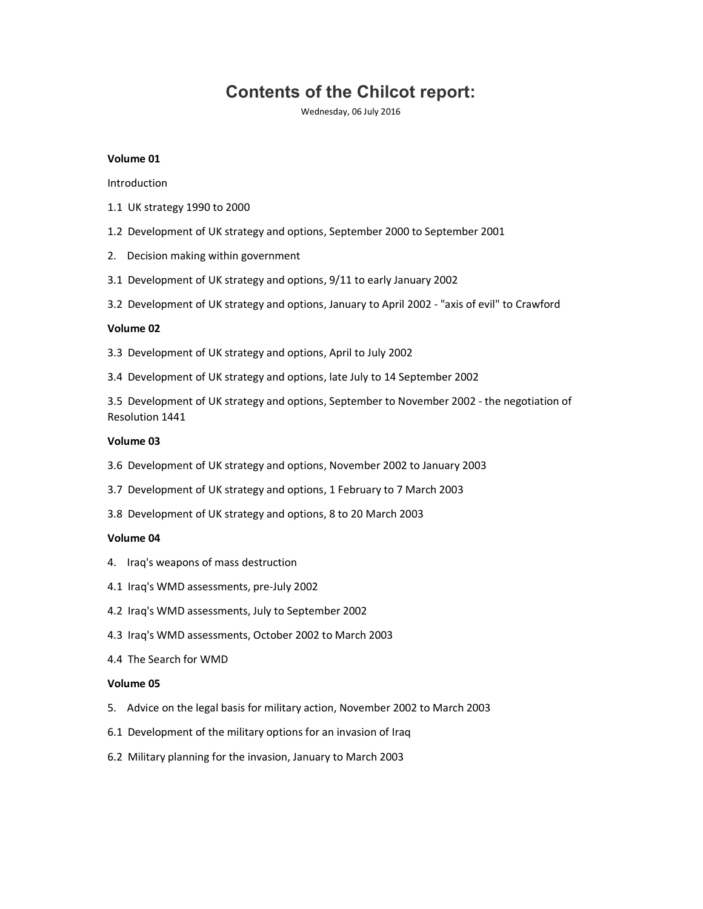# Contents of the Chilcot report:

Wednesday, 06 July 2016

**Volume 01**

Introduction

1.1 UK strategy 1990 to 2000

1.2 Development of UK strategy and options, September 2000 to September 2001

2. Decision making within government

3.1 Development of UK strategy and options, 9/11 to early January 2002

3.2 Development of UK strategy and options, January to April 2002 - "axis of evil" to Crawford

**Volume 02**

3.3 Development of UK strategy and options, April to July 2002

3.4 Development of UK strategy and options, late July to 14 September 2002

3.5 Development of UK strategy and options, September to November 2002 - the negotiation of Resolution 1441

**Volume 03**

3.6 Development of UK strategy and options, November 2002 to January 2003

3.7 Development of UK strategy and options, 1 February to 7 March 2003

3.8 Development of UK strategy and options, 8 to 20 March 2003

**Volume 04**

4. Iraq's weapons of mass destruction

4.1 Iraq's WMD assessments, pre-July 2002

4.2 Iraq's WMD assessments, July to September 2002

4.3 Iraq's WMD assessments, October 2002 to March 2003

4.4 The Search for WMD

**Volume 05**

5. Advice on the legal basis for military action, November 2002 to March 2003

6.1 Development of the military options for an invasion of Iraq

6.2 Military planning for the invasion, January to March 2003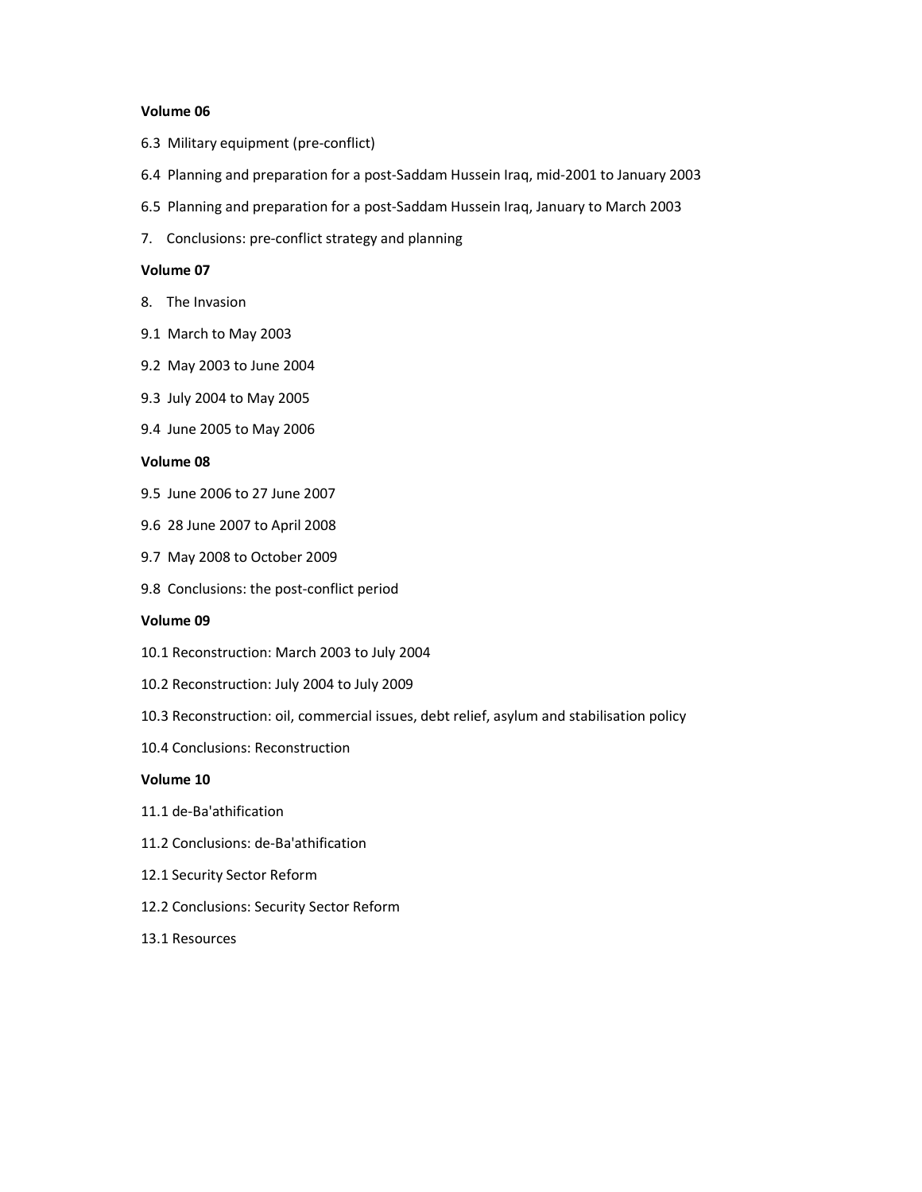**Volume 06**

6.3 Military equipment (pre-conflict)

6.4 Planning and preparation for a post-Saddam Hussein Iraq, mid-2001 to January 2003

6.5 Planning and preparation for a post-Saddam Hussein Iraq, January to March 2003

7. Conclusions: pre-conflict strategy and planning

**Volume 07**

8. The Invasion

9.1 March to May 2003

9.2 May 2003 to June 2004

9.3 July 2004 to May 2005

9.4 June 2005 to May 2006

**Volume 08**

9.5 June 2006 to 27 June 2007

9.6 28 June 2007 to April 2008

9.7 May 2008 to October 2009

9.8 Conclusions: the post-conflict period

**Volume 09**

10.1 Reconstruction: March 2003 to July 2004

10.2 Reconstruction: July 2004 to July 2009

10.3 Reconstruction: oil, commercial issues, debt relief, asylum and stabilisation policy

10.4 Conclusions: Reconstruction

**Volume 10**

11.1 de-Ba'athification

11.2 Conclusions: de-Ba'athification

12.1 Security Sector Reform

12.2 Conclusions: Security Sector Reform

13.1 Resources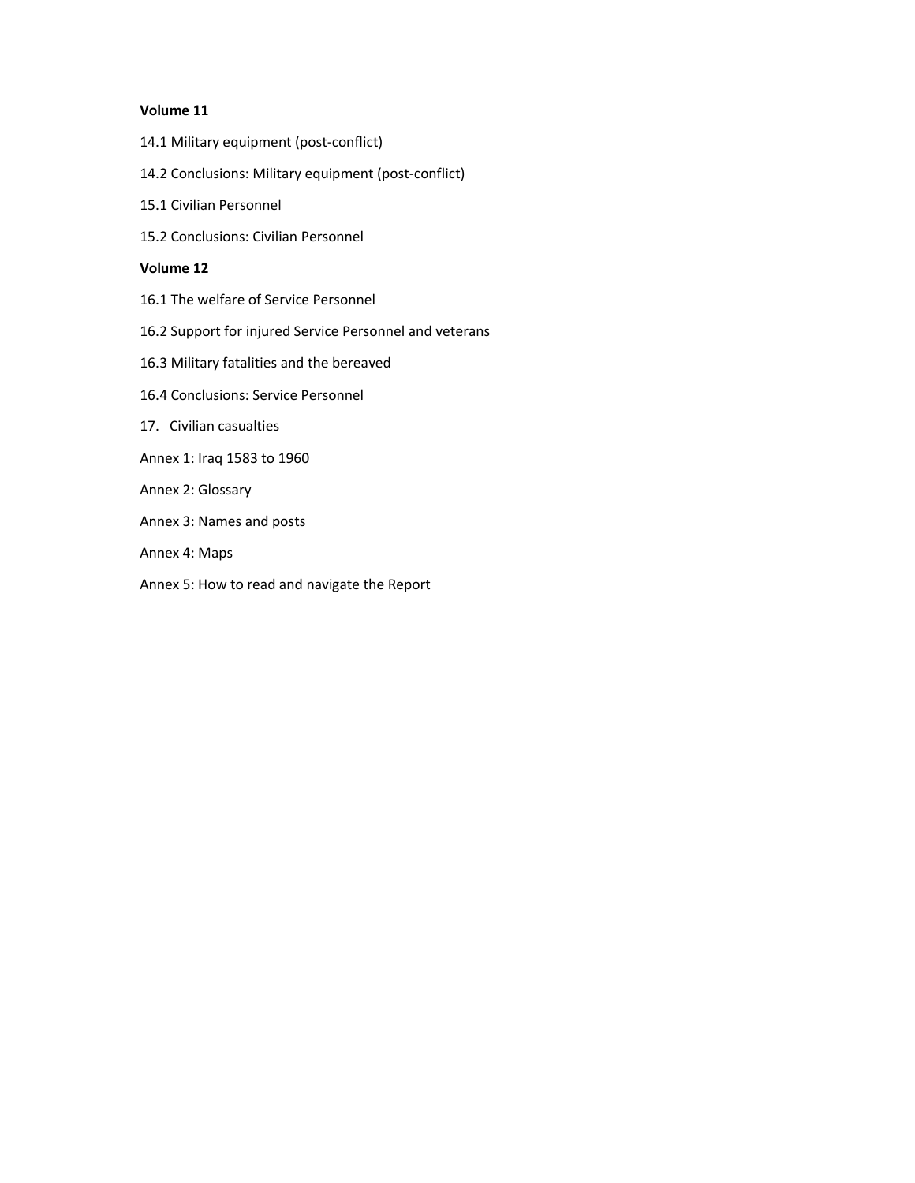**Volume 11**

14.1 Military equipment (post-conflict)

14.2 Conclusions: Military equipment (post-conflict)

15.1 Civilian Personnel

15.2 Conclusions: Civilian Personnel

**Volume 12**

16.1 The welfare of Service Personnel

16.2 Support for injured Service Personnel and veterans

16.3 Military fatalities and the bereaved

16.4 Conclusions: Service Personnel

17. Civilian casualties

Annex 1: Iraq 1583 to 1960

Annex 2: Glossary

Annex 3: Names and posts

Annex 4: Maps

Annex 5: How to read and navigate the Report